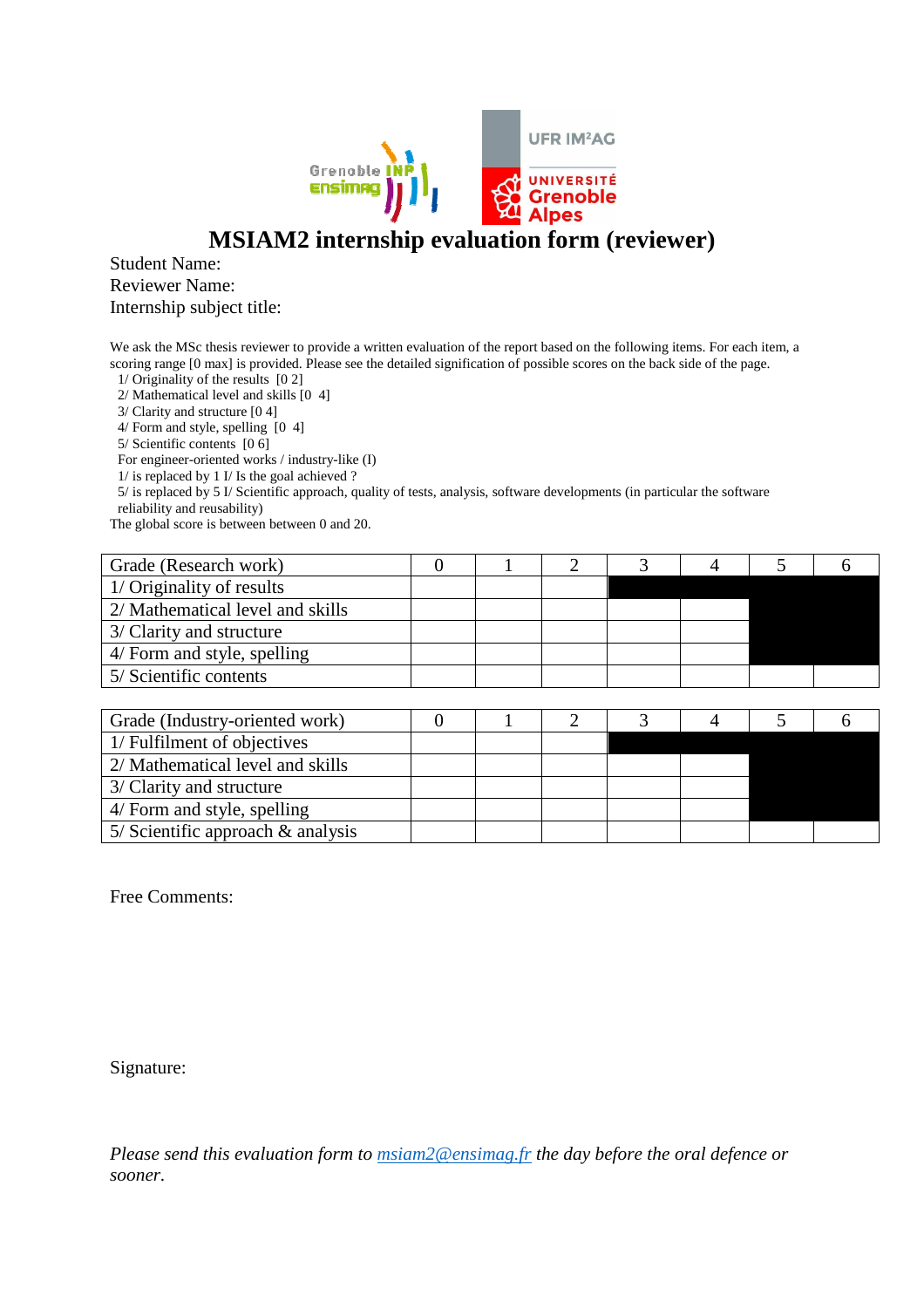# MSIAM2 internship evaluation form (reviewer)

Student Name:
Reviewer Name:
Internship subject title:

We ask the MSc thesis reviewer to provide a written evaluation of the report based on the following items. For each item, a scoring range [0 max] is provided. Please see the detailed signification of possible scores on the back side of the page.

1/ Originality of the results [0 2]
2/ Mathematical level and skills [0 4]
3/ Clarity and structure [0 4]
4/ Form and style, spelling [0 4]
5/ Scientific contents [0 6]
For engineer-oriented works / industry-like (I)
1/ is replaced by 1 I/ Is the goal achieved ?
5/ is replaced by 5 I/ Scientific approach, quality of tests, analysis, software developments (in particular the software reliability and reusability)

The global score is between between 0 and 20.

| Grade (Research work) | 0 | 1 | 2 | 3 | 4 | 5 | 6 |
|---|---|---|---|---|---|---|---|
| 1/ Originality of results | | | | ■ | ■ | ■ | ■ |
| 2/ Mathematical level and skills | | | | | | ■ | ■ |
| 3/ Clarity and structure | | | | | | ■ | ■ |
| 4/ Form and style, spelling | | | | | | ■ | ■ |
| 5/ Scientific contents | | | | | | | |

| Grade (Industry-oriented work) | 0 | 1 | 2 | 3 | 4 | 5 | 6 |
|---|---|---|---|---|---|---|---|
| 1/ Fulfilment of objectives | | | | ■ | ■ | ■ | ■ |
| 2/ Mathematical level and skills | | | | | | ■ | ■ |
| 3/ Clarity and structure | | | | | | ■ | ■ |
| 4/ Form and style, spelling | | | | | | ■ | ■ |
| 5/ Scientific approach & analysis | | | | | | | |

Free Comments:

Signature:

*Please send this evaluation form to [msiam2@ensimag.fr](mailto:msiam2@ensimag.fr) the day before the oral defence or sooner.*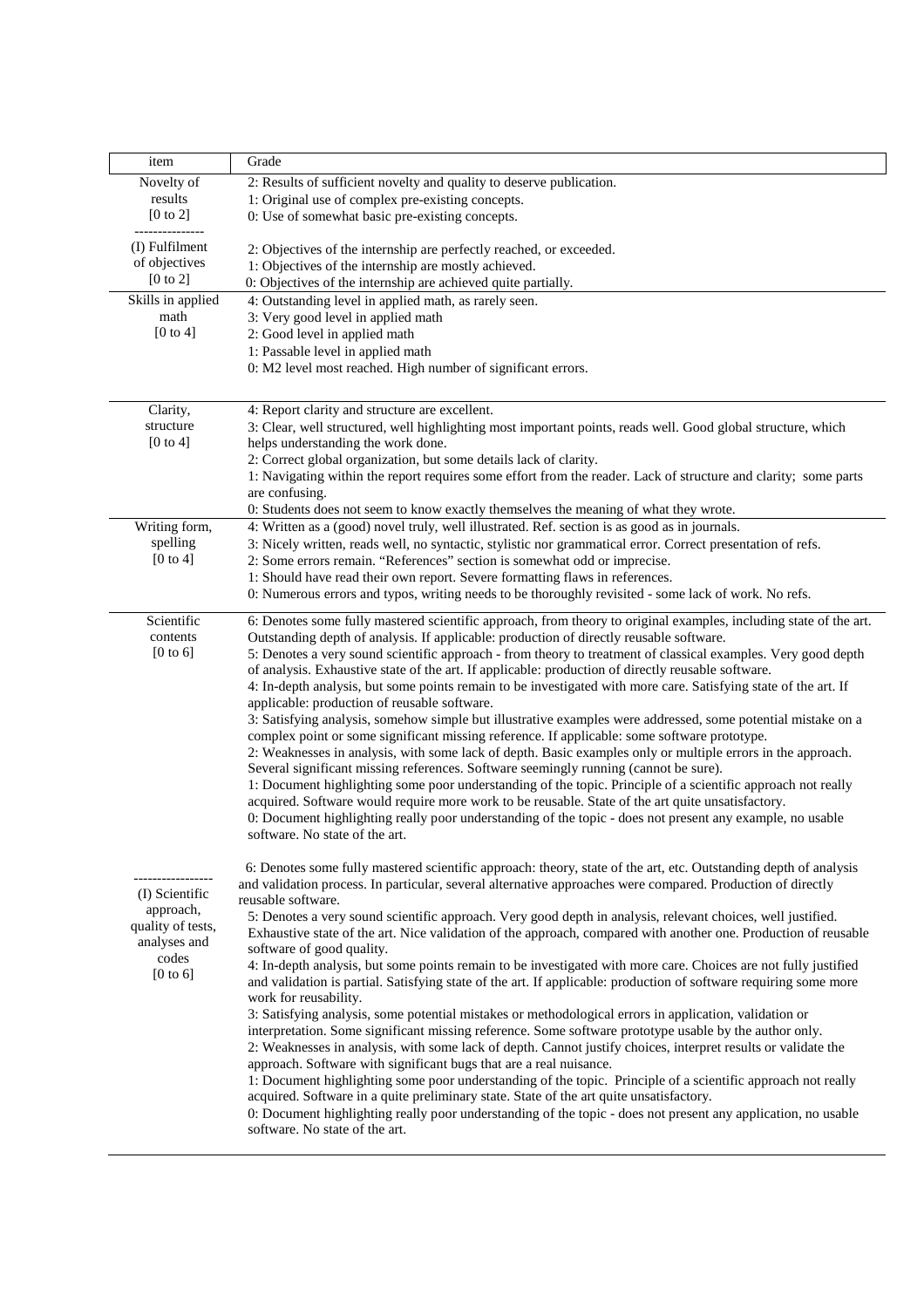| item | Grade |
| --- | --- |
| Novelty of results [0 to 2] | 2: Results of sufficient novelty and quality to deserve publication.<br>1: Original use of complex pre-existing concepts.<br>0: Use of somewhat basic pre-existing concepts. |
| (I) Fulfilment of objectives [0 to 2] | 2: Objectives of the internship are perfectly reached, or exceeded.<br>1: Objectives of the internship are mostly achieved.<br>0: Objectives of the internship are achieved quite partially. |
| Skills in applied math [0 to 4] | 4: Outstanding level in applied math, as rarely seen.<br>3: Very good level in applied math<br>2: Good level in applied math<br>1: Passable level in applied math<br>0: M2 level most reached. High number of significant errors. |
| Clarity, structure [0 to 4] | 4: Report clarity and structure are excellent.<br>3: Clear, well structured, well highlighting most important points, reads well. Good global structure, which helps understanding the work done.<br>2: Correct global organization, but some details lack of clarity.<br>1: Navigating within the report requires some effort from the reader. Lack of structure and clarity; some parts are confusing.<br>0: Students does not seem to know exactly themselves the meaning of what they wrote. |
| Writing form, spelling [0 to 4] | 4: Written as a (good) novel truly, well illustrated. Ref. section is as good as in journals.<br>3: Nicely written, reads well, no syntactic, stylistic nor grammatical error. Correct presentation of refs.<br>2: Some errors remain. "References" section is somewhat odd or imprecise.<br>1: Should have read their own report. Severe formatting flaws in references.<br>0: Numerous errors and typos, writing needs to be thoroughly revisited - some lack of work. No refs. |
| Scientific contents [0 to 6] | 6: Denotes some fully mastered scientific approach, from theory to original examples, including state of the art. Outstanding depth of analysis. If applicable: production of directly reusable software.<br>5: Denotes a very sound scientific approach - from theory to treatment of classical examples. Very good depth of analysis. Exhaustive state of the art. If applicable: production of directly reusable software.<br>4: In-depth analysis, but some points remain to be investigated with more care. Satisfying state of the art. If applicable: production of reusable software.<br>3: Satisfying analysis, somehow simple but illustrative examples were addressed, some potential mistake on a complex point or some significant missing reference. If applicable: some software prototype.<br>2: Weaknesses in analysis, with some lack of depth. Basic examples only or multiple errors in the approach. Several significant missing references. Software seemingly running (cannot be sure).<br>1: Document highlighting some poor understanding of the topic. Principle of a scientific approach not really acquired. Software would require more work to be reusable. State of the art quite unsatisfactory.<br>0: Document highlighting really poor understanding of the topic - does not present any example, no usable software. No state of the art. |
| (I) Scientific approach, quality of tests, analyses and codes [0 to 6] | 6: Denotes some fully mastered scientific approach: theory, state of the art, etc. Outstanding depth of analysis and validation process. In particular, several alternative approaches were compared. Production of directly reusable software.<br>5: Denotes a very sound scientific approach. Very good depth in analysis, relevant choices, well justified. Exhaustive state of the art. Nice validation of the approach, compared with another one. Production of reusable software of good quality.<br>4: In-depth analysis, but some points remain to be investigated with more care. Choices are not fully justified and validation is partial. Satisfying state of the art. If applicable: production of software requiring some more work for reusability.<br>3: Satisfying analysis, some potential mistakes or methodological errors in application, validation or interpretation. Some significant missing reference. Some software prototype usable by the author only.<br>2: Weaknesses in analysis, with some lack of depth. Cannot justify choices, interpret results or validate the approach. Software with significant bugs that are a real nuisance.<br>1: Document highlighting some poor understanding of the topic. Principle of a scientific approach not really acquired. Software in a quite preliminary state. State of the art quite unsatisfactory.<br>0: Document highlighting really poor understanding of the topic - does not present any application, no usable software. No state of the art. |